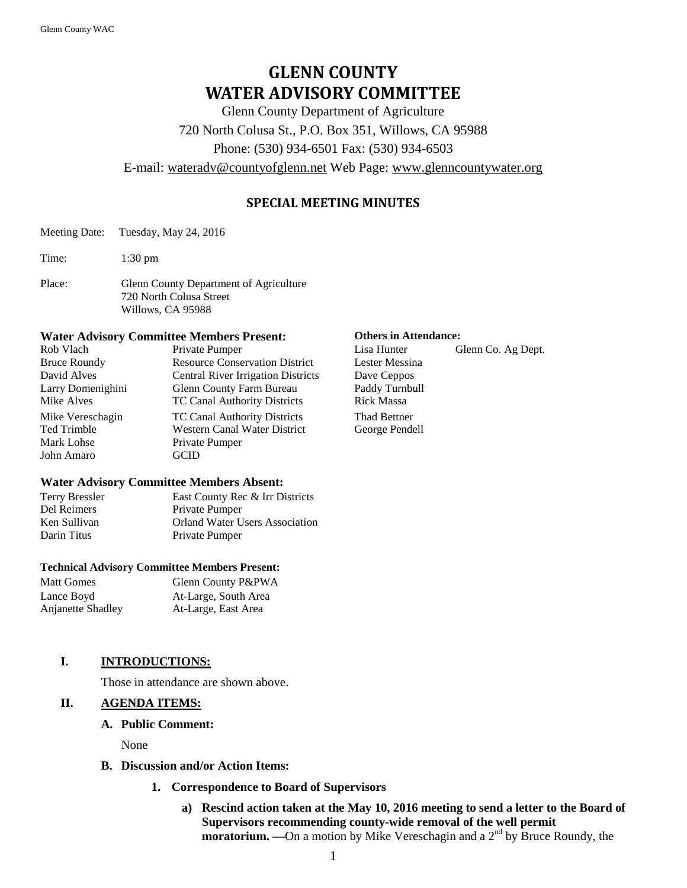# GLENN COUNTY
# WATER ADVISORY COMMITTEE

Glenn County Department of Agriculture

720 North Colusa St., P.O. Box 351, Willows, CA 95988

Phone: (530) 934-6501 Fax: (530) 934-6503

E-mail: wateradv@countyofglenn.net Web Page: www.glenncountywater.org

## SPECIAL MEETING MINUTES

Meeting Date: Tuesday, May 24, 2016

Time: 1:30 pm

Place: Glenn County Department of Agriculture
720 North Colusa Street
Willows, CA 95988

**Water Advisory Committee Members Present:**

| | |
|---|---|
| Rob Vlach | Private Pumper |
| Bruce Roundy | Resource Conservation District |
| David Alves | Central River Irrigation Districts |
| Larry Domenighini | Glenn County Farm Bureau |
| Mike Alves | TC Canal Authority Districts |
| Mike Vereschagin | TC Canal Authority Districts |
| Ted Trimble | Western Canal Water District |
| Mark Lohse | Private Pumper |
| John Amaro | GCID |

**Others in Attendance:**

| | |
|---|---|
| Lisa Hunter | Glenn Co. Ag Dept. |
| Lester Messina | |
| Dave Ceppos | |
| Paddy Turnbull | |
| Rick Massa | |
| Thad Bettner | |
| George Pendell | |

**Water Advisory Committee Members Absent:**

| | |
|---|---|
| Terry Bressler | East County Rec & Irr Districts |
| Del Reimers | Private Pumper |
| Ken Sullivan | Orland Water Users Association |
| Darin Titus | Private Pumper |

**Technical Advisory Committee Members Present:**

| | |
|---|---|
| Matt Gomes | Glenn County P&PWA |
| Lance Boyd | At-Large, South Area |
| Anjanette Shadley | At-Large, East Area |

**I. INTRODUCTIONS:**

Those in attendance are shown above.

**II. AGENDA ITEMS:**

**A. Public Comment:**

None

**B. Discussion and/or Action Items:**

**1. Correspondence to Board of Supervisors**

**a) Rescind action taken at the May 10, 2016 meeting to send a letter to the Board of Supervisors recommending county-wide removal of the well permit moratorium.** —On a motion by Mike Vereschagin and a 2nd by Bruce Roundy, the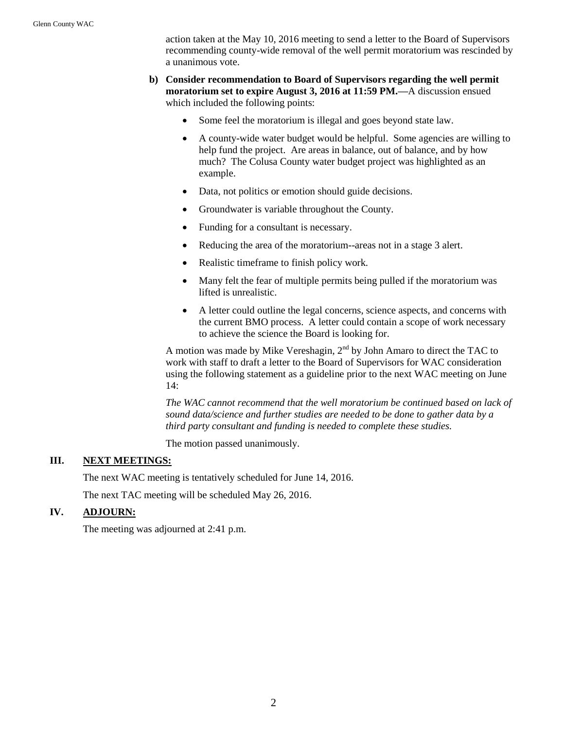action taken at the May 10, 2016 meeting to send a letter to the Board of Supervisors recommending county-wide removal of the well permit moratorium was rescinded by a unanimous vote.

**b) Consider recommendation to Board of Supervisors regarding the well permit moratorium set to expire August 3, 2016 at 11:59 PM.**—A discussion ensued which included the following points:

- Some feel the moratorium is illegal and goes beyond state law.
- A county-wide water budget would be helpful. Some agencies are willing to help fund the project. Are areas in balance, out of balance, and by how much? The Colusa County water budget project was highlighted as an example.
- Data, not politics or emotion should guide decisions.
- Groundwater is variable throughout the County.
- Funding for a consultant is necessary.
- Reducing the area of the moratorium--areas not in a stage 3 alert.
- Realistic timeframe to finish policy work.
- Many felt the fear of multiple permits being pulled if the moratorium was lifted is unrealistic.
- A letter could outline the legal concerns, science aspects, and concerns with the current BMO process. A letter could contain a scope of work necessary to achieve the science the Board is looking for.

A motion was made by Mike Vereshagin, 2nd by John Amaro to direct the TAC to work with staff to draft a letter to the Board of Supervisors for WAC consideration using the following statement as a guideline prior to the next WAC meeting on June 14:

*The WAC cannot recommend that the well moratorium be continued based on lack of sound data/science and further studies are needed to be done to gather data by a third party consultant and funding is needed to complete these studies.*

The motion passed unanimously.

## III. NEXT MEETINGS:

The next WAC meeting is tentatively scheduled for June 14, 2016.

The next TAC meeting will be scheduled May 26, 2016.

## IV. ADJOURN:

The meeting was adjourned at 2:41 p.m.